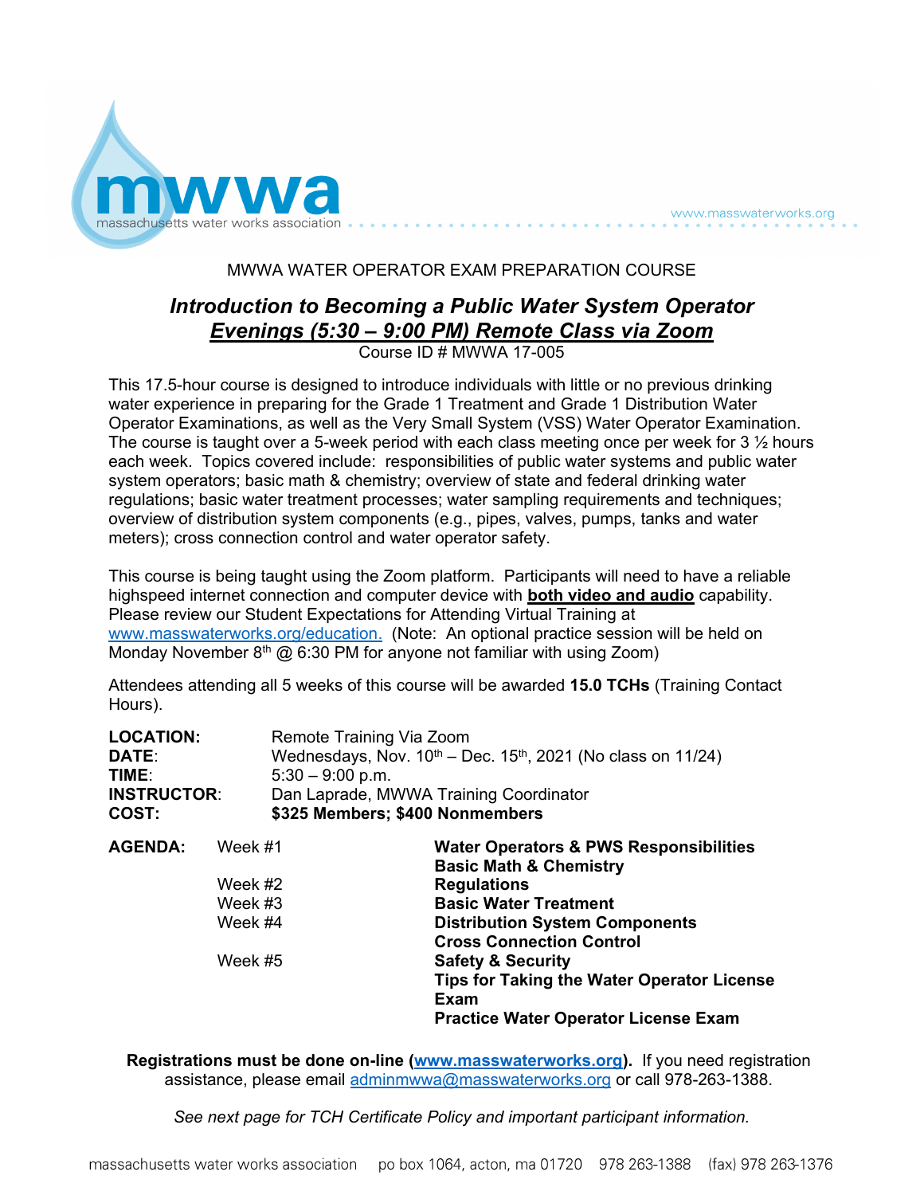mwwa

massachusetts water works association

www.masswaterworks.org

MWWA WATER OPERATOR EXAM PREPARATION COURSE

## *Introduction to Becoming a Public Water System Operator*
## ***Evenings (5:30 – 9:00 PM) Remote Class via Zoom***

Course ID # MWWA 17-005

This 17.5-hour course is designed to introduce individuals with little or no previous drinking water experience in preparing for the Grade 1 Treatment and Grade 1 Distribution Water Operator Examinations, as well as the Very Small System (VSS) Water Operator Examination. The course is taught over a 5-week period with each class meeting once per week for 3 ½ hours each week. Topics covered include: responsibilities of public water systems and public water system operators; basic math & chemistry; overview of state and federal drinking water regulations; basic water treatment processes; water sampling requirements and techniques; overview of distribution system components (e.g., pipes, valves, pumps, tanks and water meters); cross connection control and water operator safety.

This course is being taught using the Zoom platform. Participants will need to have a reliable highspeed internet connection and computer device with **both video and audio** capability. Please review our Student Expectations for Attending Virtual Training at www.masswaterworks.org/education. (Note: An optional practice session will be held on Monday November 8th @ 6:30 PM for anyone not familiar with using Zoom)

Attendees attending all 5 weeks of this course will be awarded **15.0 TCHs** (Training Contact Hours).

**LOCATION:** Remote Training Via Zoom
**DATE**: Wednesdays, Nov. 10th – Dec. 15th, 2021 (No class on 11/24)
**TIME**: 5:30 – 9:00 p.m.
**INSTRUCTOR**: Dan Laprade, MWWA Training Coordinator
**COST:** **$325 Members; $400 Nonmembers**

**AGENDA:**

| Week | Topics |
|---|---|
| Week #1 | **Water Operators & PWS Responsibilities**<br>**Basic Math & Chemistry** |
| Week #2 | **Regulations** |
| Week #3 | **Basic Water Treatment** |
| Week #4 | **Distribution System Components**<br>**Cross Connection Control** |
| Week #5 | **Safety & Security**<br>**Tips for Taking the Water Operator License Exam**<br>**Practice Water Operator License Exam** |

**Registrations must be done on-line (www.masswaterworks.org).** If you need registration assistance, please email adminmwwa@masswaterworks.org or call 978-263-1388.

*See next page for TCH Certificate Policy and important participant information.*

massachusetts water works association po box 1064, acton, ma 01720 978 263-1388 (fax) 978 263-1376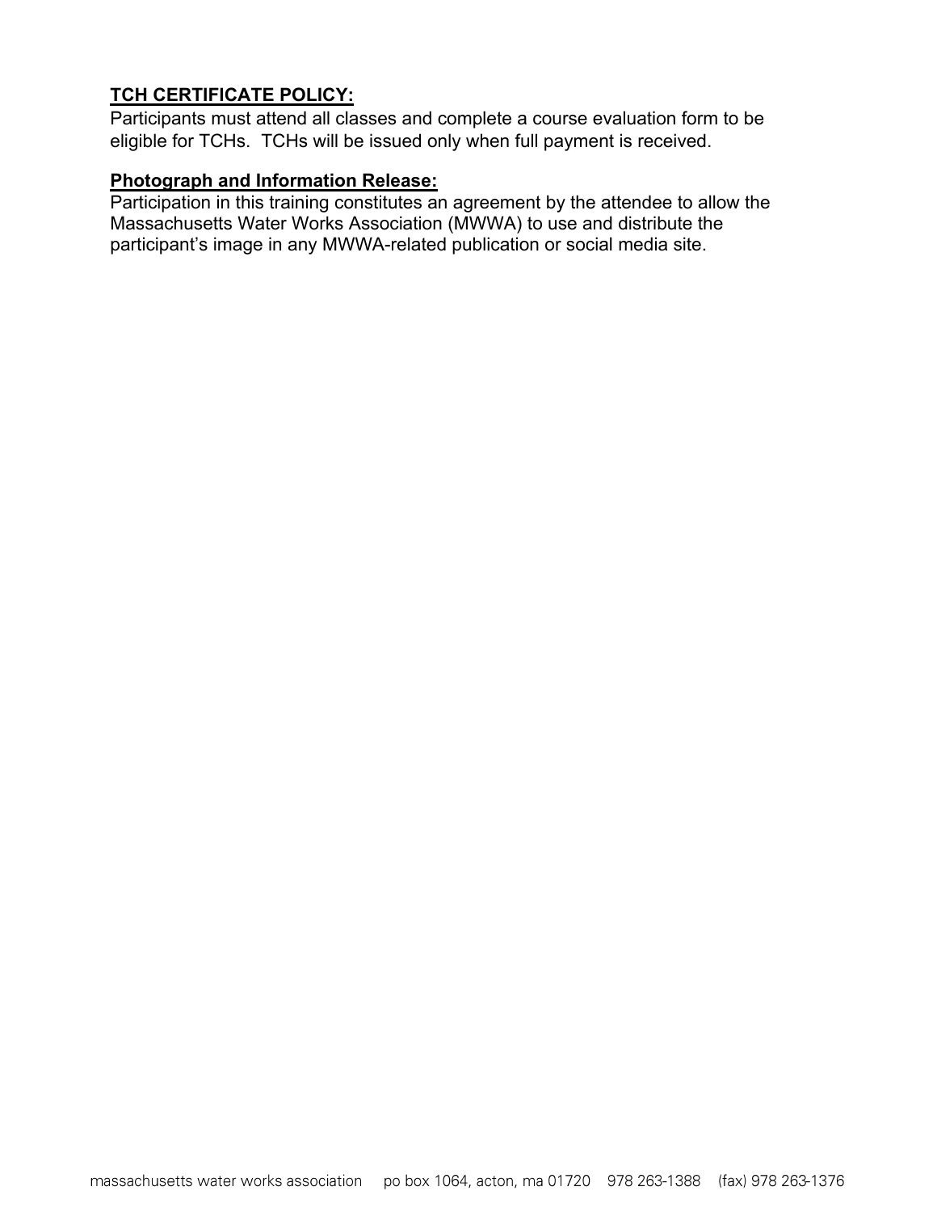**TCH CERTIFICATE POLICY:**

Participants must attend all classes and complete a course evaluation form to be eligible for TCHs. TCHs will be issued only when full payment is received.

**Photograph and Information Release:**

Participation in this training constitutes an agreement by the attendee to allow the Massachusetts Water Works Association (MWWA) to use and distribute the participant's image in any MWWA-related publication or social media site.